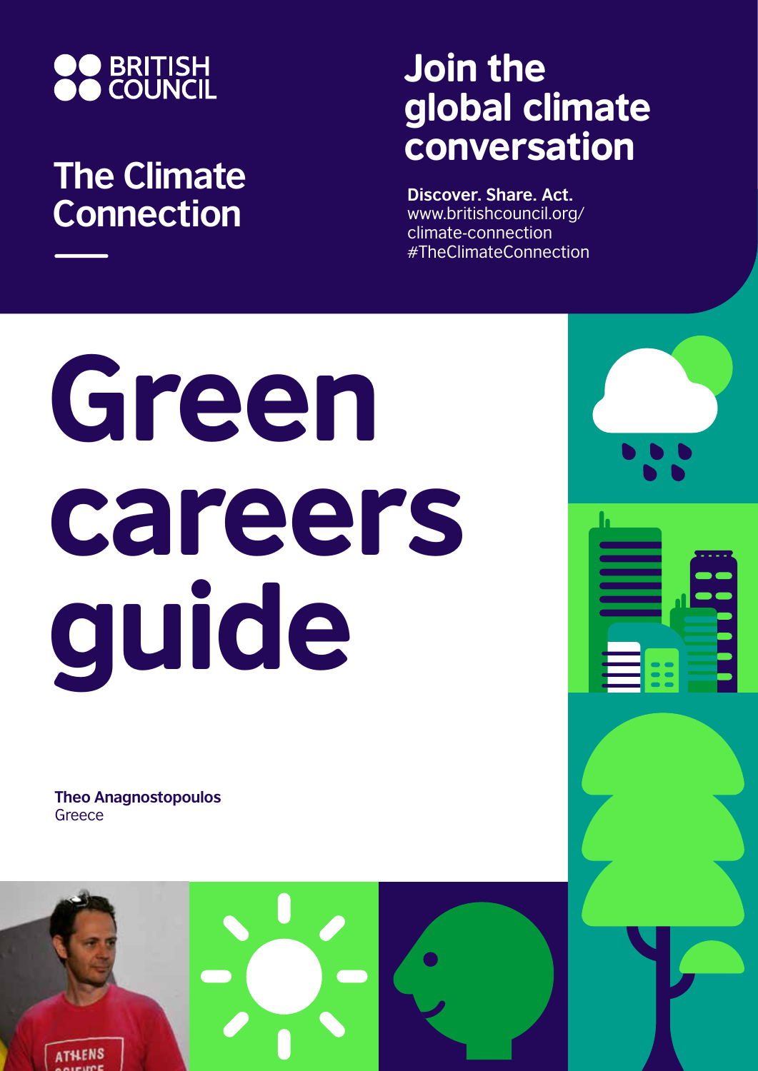BRITISH COUNCIL

## The Climate Connection

## Join the global climate conversation

**Discover. Share. Act.**
www.britishcouncil.org/climate-connection
#TheClimateConnection

# Green careers guide

**Theo Anagnostopoulos**
Greece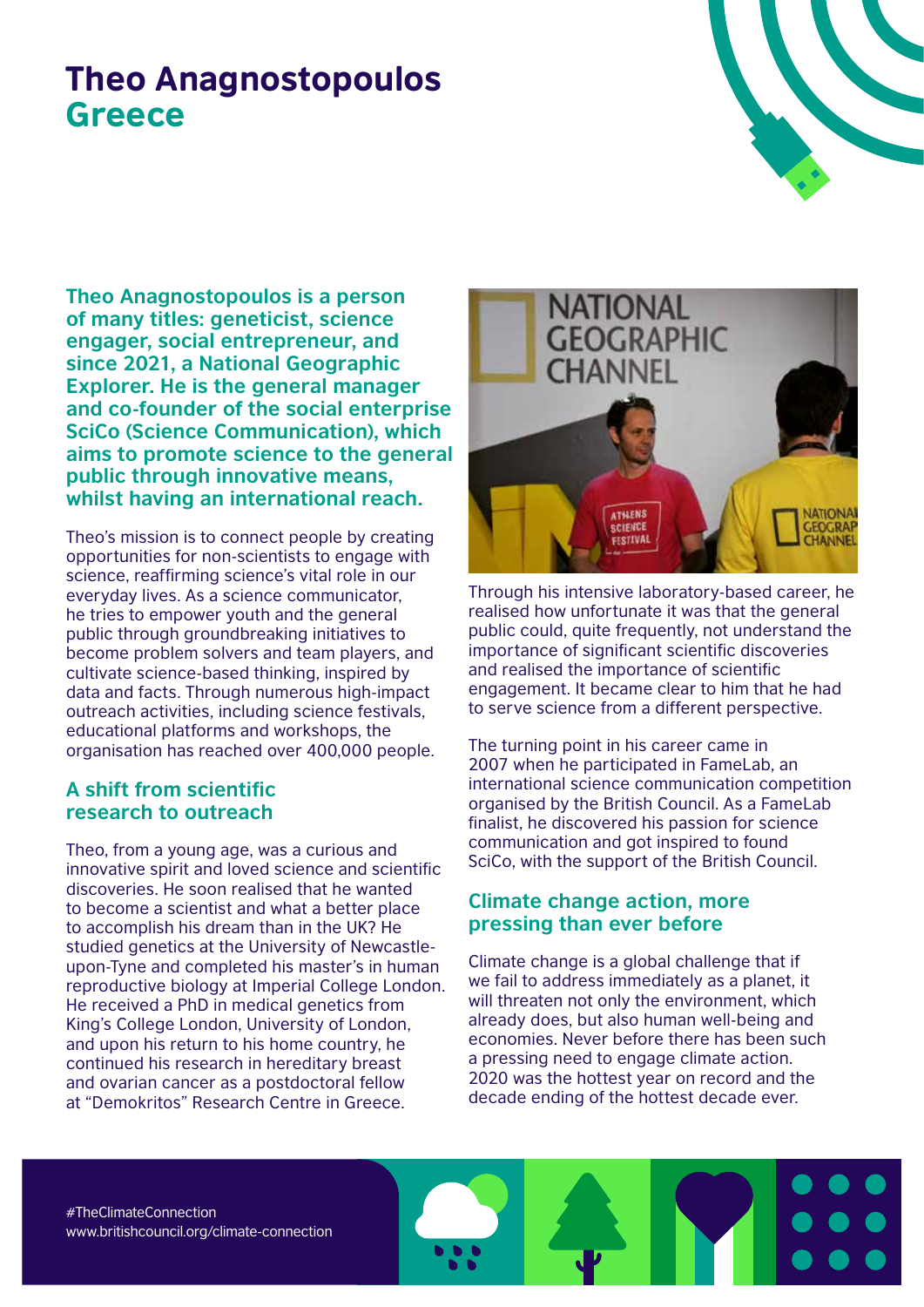# Theo Anagnostopoulos
## Greece

**Theo Anagnostopoulos is a person of many titles: geneticist, science engager, social entrepreneur, and since 2021, a National Geographic Explorer. He is the general manager and co-founder of the social enterprise SciCo (Science Communication), which aims to promote science to the general public through innovative means, whilst having an international reach.**

Theo's mission is to connect people by creating opportunities for non-scientists to engage with science, reaffirming science's vital role in our everyday lives. As a science communicator, he tries to empower youth and the general public through groundbreaking initiatives to become problem solvers and team players, and cultivate science-based thinking, inspired by data and facts. Through numerous high-impact outreach activities, including science festivals, educational platforms and workshops, the organisation has reached over 400,000 people.

### A shift from scientific research to outreach

Theo, from a young age, was a curious and innovative spirit and loved science and scientific discoveries. He soon realised that he wanted to become a scientist and what a better place to accomplish his dream than in the UK? He studied genetics at the University of Newcastle-upon-Tyne and completed his master's in human reproductive biology at Imperial College London. He received a PhD in medical genetics from King's College London, University of London, and upon his return to his home country, he continued his research in hereditary breast and ovarian cancer as a postdoctoral fellow at "Demokritos" Research Centre in Greece.

Through his intensive laboratory-based career, he realised how unfortunate it was that the general public could, quite frequently, not understand the importance of significant scientific discoveries and realised the importance of scientific engagement. It became clear to him that he had to serve science from a different perspective.

The turning point in his career came in 2007 when he participated in FameLab, an international science communication competition organised by the British Council. As a FameLab finalist, he discovered his passion for science communication and got inspired to found SciCo, with the support of the British Council.

### Climate change action, more pressing than ever before

Climate change is a global challenge that if we fail to address immediately as a planet, it will threaten not only the environment, which already does, but also human well-being and economies. Never before there has been such a pressing need to engage climate action. 2020 was the hottest year on record and the decade ending of the hottest decade ever.

#TheClimateConnection
www.britishcouncil.org/climate-connection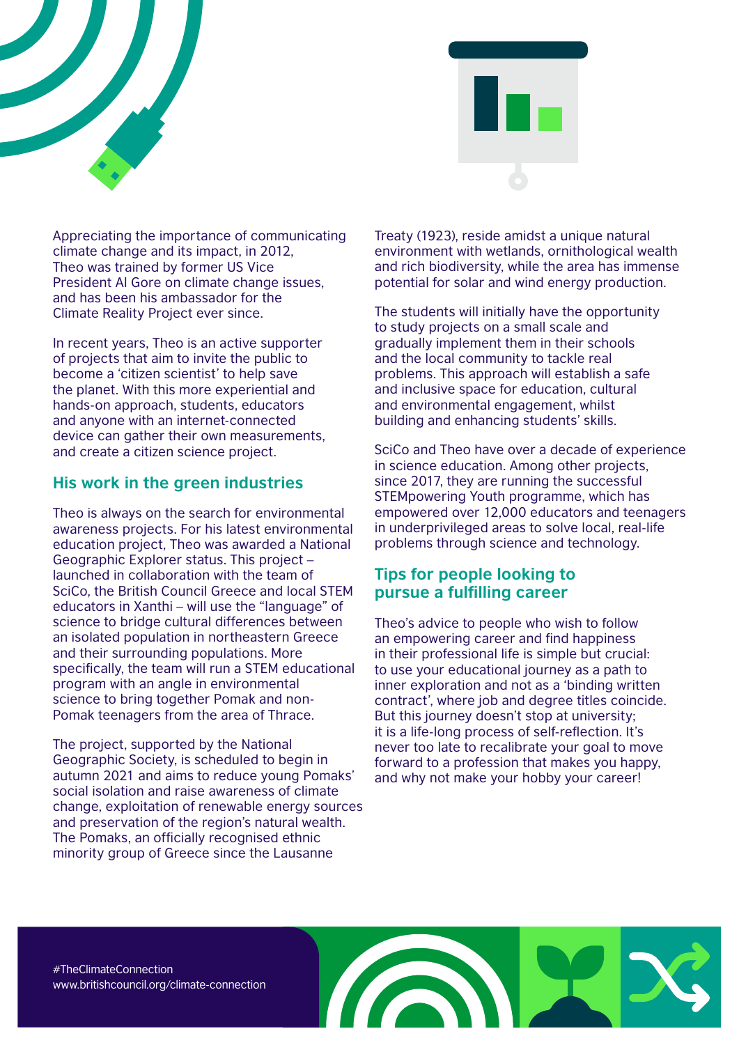Appreciating the importance of communicating climate change and its impact, in 2012, Theo was trained by former US Vice President Al Gore on climate change issues, and has been his ambassador for the Climate Reality Project ever since.

In recent years, Theo is an active supporter of projects that aim to invite the public to become a 'citizen scientist' to help save the planet. With this more experiential and hands-on approach, students, educators and anyone with an internet-connected device can gather their own measurements, and create a citizen science project.

## His work in the green industries

Theo is always on the search for environmental awareness projects. For his latest environmental education project, Theo was awarded a National Geographic Explorer status. This project – launched in collaboration with the team of SciCo, the British Council Greece and local STEM educators in Xanthi – will use the "language" of science to bridge cultural differences between an isolated population in northeastern Greece and their surrounding populations. More specifically, the team will run a STEM educational program with an angle in environmental science to bring together Pomak and non-Pomak teenagers from the area of Thrace.

The project, supported by the National Geographic Society, is scheduled to begin in autumn 2021 and aims to reduce young Pomaks' social isolation and raise awareness of climate change, exploitation of renewable energy sources and preservation of the region's natural wealth. The Pomaks, an officially recognised ethnic minority group of Greece since the Lausanne Treaty (1923), reside amidst a unique natural environment with wetlands, ornithological wealth and rich biodiversity, while the area has immense potential for solar and wind energy production.

The students will initially have the opportunity to study projects on a small scale and gradually implement them in their schools and the local community to tackle real problems. This approach will establish a safe and inclusive space for education, cultural and environmental engagement, whilst building and enhancing students' skills.

SciCo and Theo have over a decade of experience in science education. Among other projects, since 2017, they are running the successful STEMpowering Youth programme, which has empowered over 12,000 educators and teenagers in underprivileged areas to solve local, real-life problems through science and technology.

## Tips for people looking to pursue a fulfilling career

Theo's advice to people who wish to follow an empowering career and find happiness in their professional life is simple but crucial: to use your educational journey as a path to inner exploration and not as a 'binding written contract', where job and degree titles coincide. But this journey doesn't stop at university; it is a life-long process of self-reflection. It's never too late to recalibrate your goal to move forward to a profession that makes you happy, and why not make your hobby your career!

#TheClimateConnection
www.britishcouncil.org/climate-connection